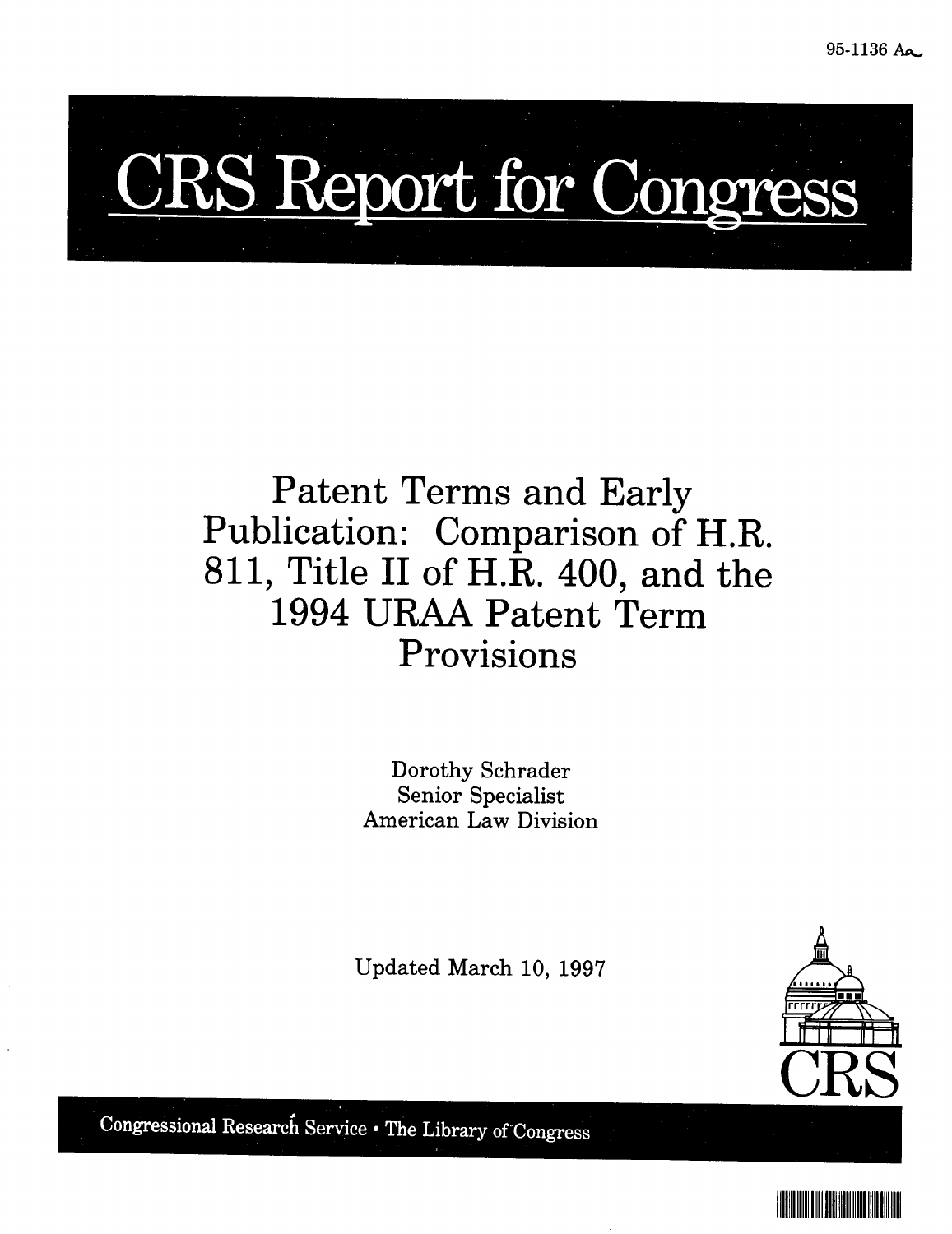95-1136 A

# CRS Report for Congress

## Patent Terms and Early Publication: Comparison of H.R. 811, Title II of H.R. 400, and the 1994 URAA Patent Term Provisions

Dorothy Schrader
Senior Specialist
American Law Division

Updated March 10, 1997

Congressional Research Service • The Library of Congress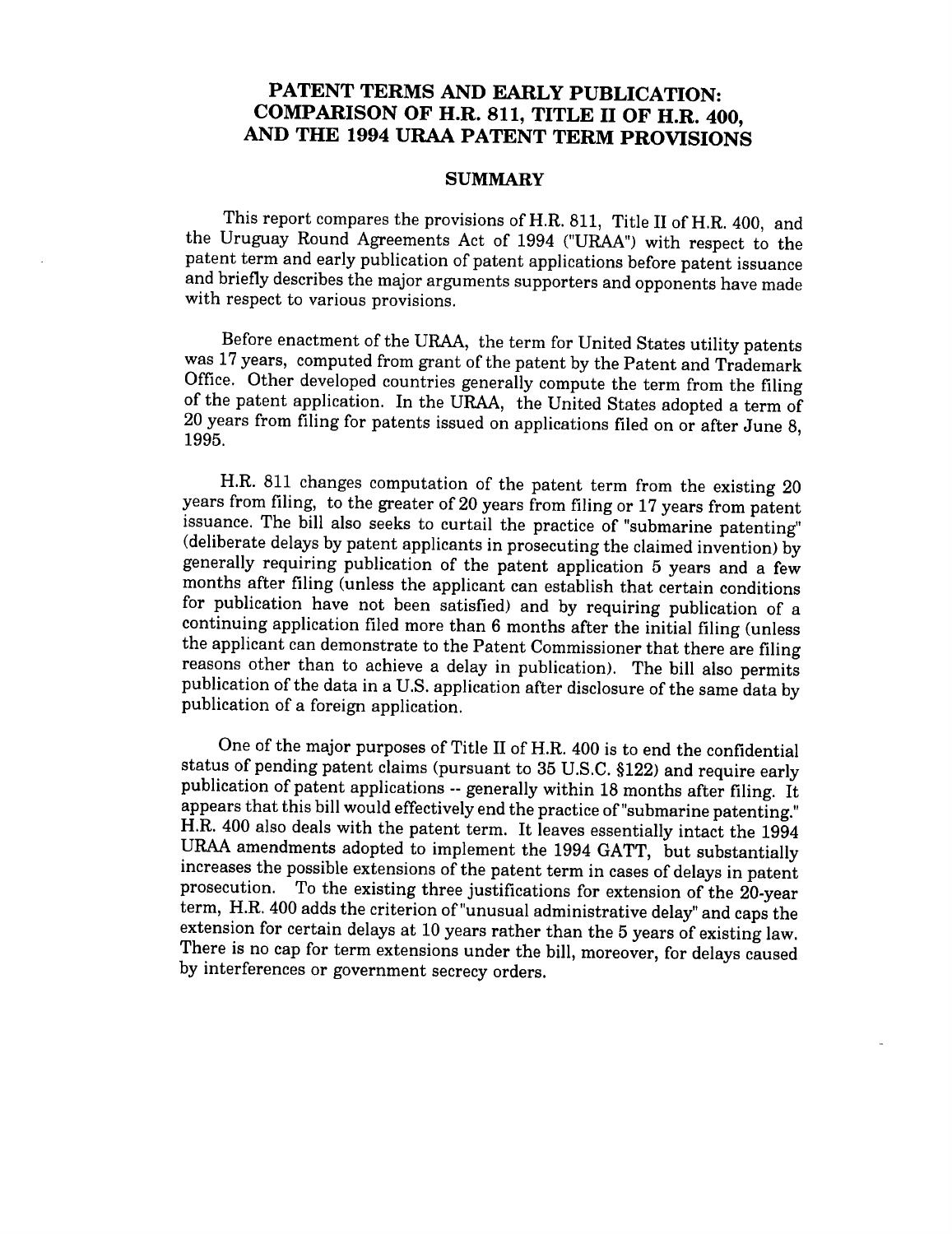# PATENT TERMS AND EARLY PUBLICATION: COMPARISON OF H.R. 811, TITLE II OF H.R. 400, AND THE 1994 URAA PATENT TERM PROVISIONS

## SUMMARY

This report compares the provisions of H.R. 811, Title II of H.R. 400, and the Uruguay Round Agreements Act of 1994 ("URAA") with respect to the patent term and early publication of patent applications before patent issuance and briefly describes the major arguments supporters and opponents have made with respect to various provisions.

Before enactment of the URAA, the term for United States utility patents was 17 years, computed from grant of the patent by the Patent and Trademark Office. Other developed countries generally compute the term from the filing of the patent application. In the URAA, the United States adopted a term of 20 years from filing for patents issued on applications filed on or after June 8, 1995.

H.R. 811 changes computation of the patent term from the existing 20 years from filing, to the greater of 20 years from filing or 17 years from patent issuance. The bill also seeks to curtail the practice of "submarine patenting" (deliberate delays by patent applicants in prosecuting the claimed invention) by generally requiring publication of the patent application 5 years and a few months after filing (unless the applicant can establish that certain conditions for publication have not been satisfied) and by requiring publication of a continuing application filed more than 6 months after the initial filing (unless the applicant can demonstrate to the Patent Commissioner that there are filing reasons other than to achieve a delay in publication). The bill also permits publication of the data in a U.S. application after disclosure of the same data by publication of a foreign application.

One of the major purposes of Title II of H.R. 400 is to end the confidential status of pending patent claims (pursuant to 35 U.S.C. §122) and require early publication of patent applications -- generally within 18 months after filing. It appears that this bill would effectively end the practice of "submarine patenting." H.R. 400 also deals with the patent term. It leaves essentially intact the 1994 URAA amendments adopted to implement the 1994 GATT, but substantially increases the possible extensions of the patent term in cases of delays in patent prosecution. To the existing three justifications for extension of the 20-year term, H.R. 400 adds the criterion of "unusual administrative delay" and caps the extension for certain delays at 10 years rather than the 5 years of existing law. There is no cap for term extensions under the bill, moreover, for delays caused by interferences or government secrecy orders.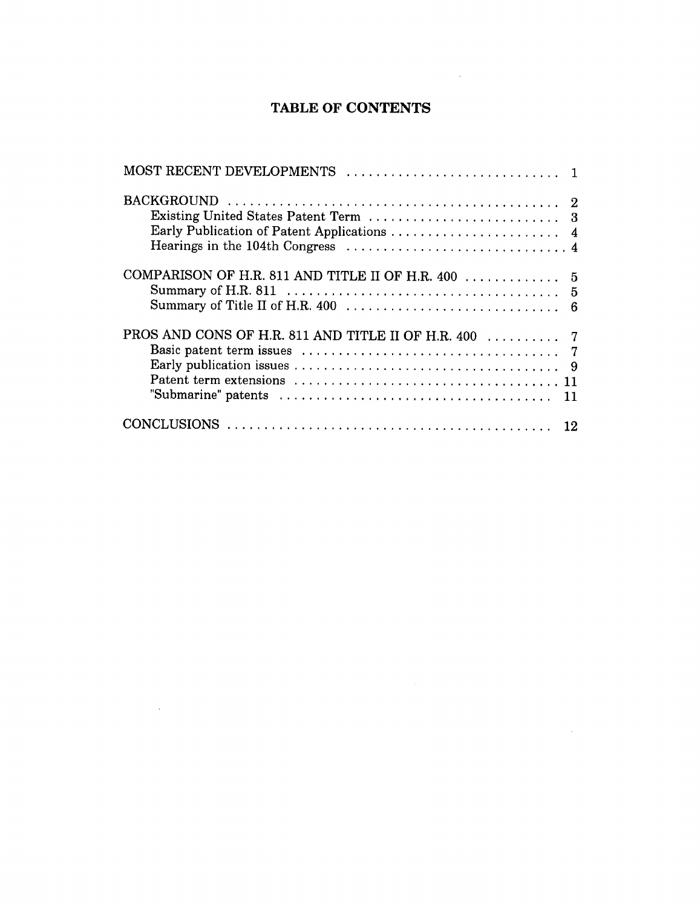# TABLE OF CONTENTS

MOST RECENT DEVELOPMENTS . . . . . . . . . . . . . . . . . . . . . . . . . . . . 1

BACKGROUND . . . . . . . . . . . . . . . . . . . . . . . . . . . . . . . . . . . . . . . . . . . . 2
- Existing United States Patent Term . . . . . . . . . . . . . . . . . . . . . . . . . . 3
- Early Publication of Patent Applications . . . . . . . . . . . . . . . . . . . . . . . 4
- Hearings in the 104th Congress . . . . . . . . . . . . . . . . . . . . . . . . . . . . . 4

COMPARISON OF H.R. 811 AND TITLE II OF H.R. 400 . . . . . . . . . . . . . 5
- Summary of H.R. 811 . . . . . . . . . . . . . . . . . . . . . . . . . . . . . . . . . . . . 5
- Summary of Title II of H.R. 400 . . . . . . . . . . . . . . . . . . . . . . . . . . . . 6

PROS AND CONS OF H.R. 811 AND TITLE II OF H.R. 400 . . . . . . . . . . 7
- Basic patent term issues . . . . . . . . . . . . . . . . . . . . . . . . . . . . . . . . . . 7
- Early publication issues . . . . . . . . . . . . . . . . . . . . . . . . . . . . . . . . . . . 9
- Patent term extensions . . . . . . . . . . . . . . . . . . . . . . . . . . . . . . . . . . . 11
- "Submarine" patents . . . . . . . . . . . . . . . . . . . . . . . . . . . . . . . . . . . . 11

CONCLUSIONS . . . . . . . . . . . . . . . . . . . . . . . . . . . . . . . . . . . . . . . . . . . 12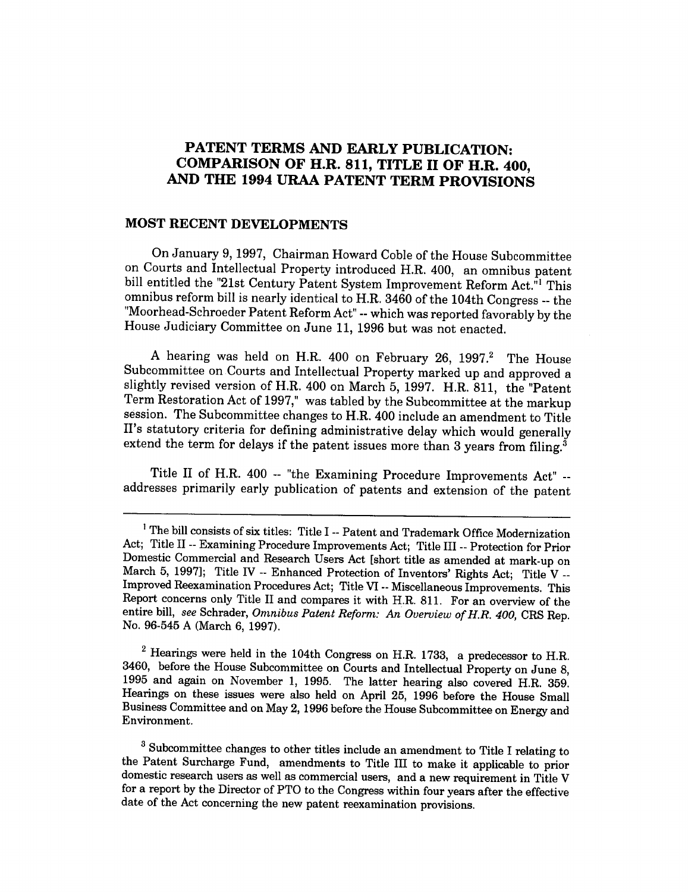# PATENT TERMS AND EARLY PUBLICATION: COMPARISON OF H.R. 811, TITLE II OF H.R. 400, AND THE 1994 URAA PATENT TERM PROVISIONS

## MOST RECENT DEVELOPMENTS

On January 9, 1997, Chairman Howard Coble of the House Subcommittee on Courts and Intellectual Property introduced H.R. 400, an omnibus patent bill entitled the "21st Century Patent System Improvement Reform Act."[1] This omnibus reform bill is nearly identical to H.R. 3460 of the 104th Congress -- the "Moorhead-Schroeder Patent Reform Act" -- which was reported favorably by the House Judiciary Committee on June 11, 1996 but was not enacted.

A hearing was held on H.R. 400 on February 26, 1997.[2] The House Subcommittee on Courts and Intellectual Property marked up and approved a slightly revised version of H.R. 400 on March 5, 1997. H.R. 811, the "Patent Term Restoration Act of 1997," was tabled by the Subcommittee at the markup session. The Subcommittee changes to H.R. 400 include an amendment to Title II's statutory criteria for defining administrative delay which would generally extend the term for delays if the patent issues more than 3 years from filing.[3]

Title II of H.R. 400 -- "the Examining Procedure Improvements Act" -- addresses primarily early publication of patents and extension of the patent

---

[1] The bill consists of six titles: Title I -- Patent and Trademark Office Modernization Act; Title II -- Examining Procedure Improvements Act; Title III -- Protection for Prior Domestic Commercial and Research Users Act [short title as amended at mark-up on March 5, 1997]; Title IV -- Enhanced Protection of Inventors' Rights Act; Title V -- Improved Reexamination Procedures Act; Title VI -- Miscellaneous Improvements. This Report concerns only Title II and compares it with H.R. 811. For an overview of the entire bill, *see* Schrader, *Omnibus Patent Reform: An Overview of H.R. 400*, CRS Rep. No. 96-545 A (March 6, 1997).

[2] Hearings were held in the 104th Congress on H.R. 1733, a predecessor to H.R. 3460, before the House Subcommittee on Courts and Intellectual Property on June 8, 1995 and again on November 1, 1995. The latter hearing also covered H.R. 359. Hearings on these issues were also held on April 25, 1996 before the House Small Business Committee and on May 2, 1996 before the House Subcommittee on Energy and Environment.

[3] Subcommittee changes to other titles include an amendment to Title I relating to the Patent Surcharge Fund, amendments to Title III to make it applicable to prior domestic research users as well as commercial users, and a new requirement in Title V for a report by the Director of PTO to the Congress within four years after the effective date of the Act concerning the new patent reexamination provisions.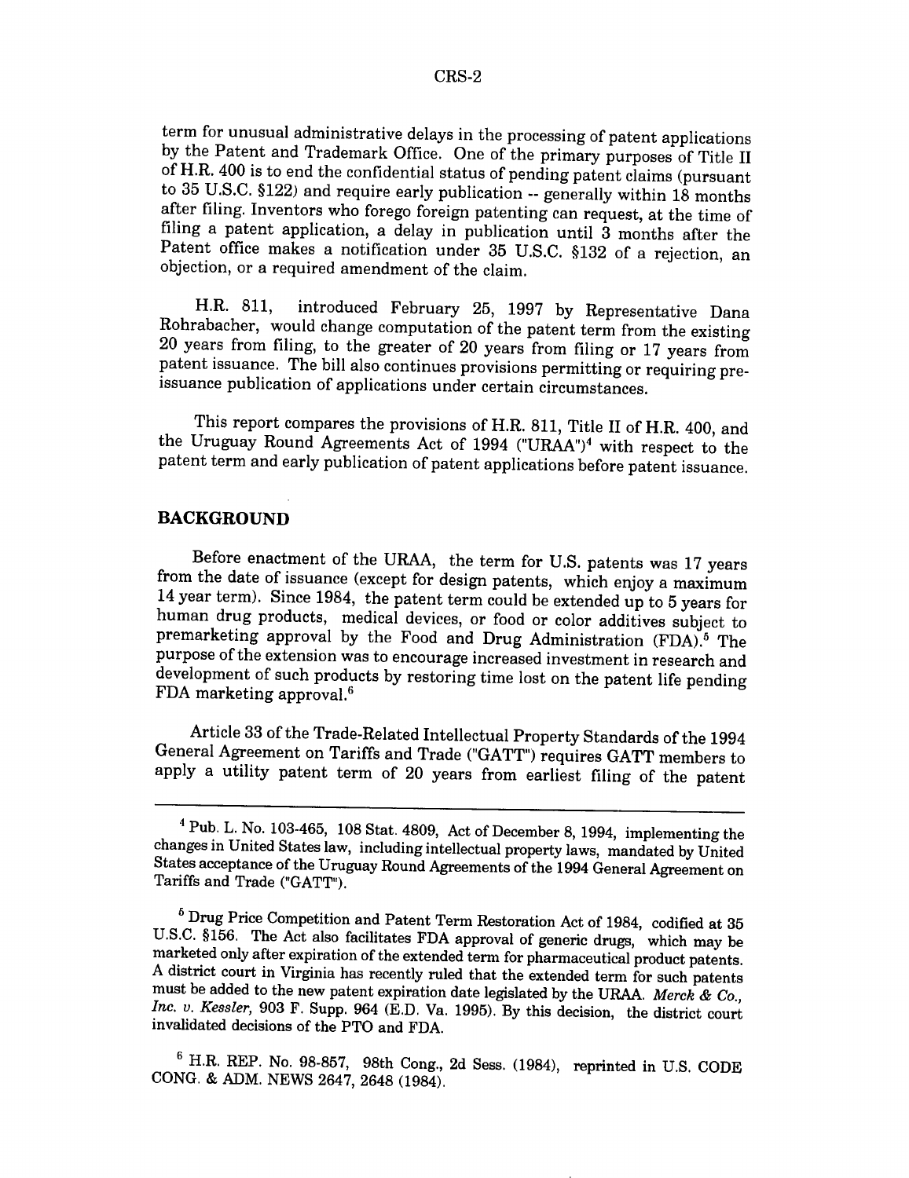term for unusual administrative delays in the processing of patent applications by the Patent and Trademark Office. One of the primary purposes of Title II of H.R. 400 is to end the confidential status of pending patent claims (pursuant to 35 U.S.C. §122) and require early publication -- generally within 18 months after filing. Inventors who forego foreign patenting can request, at the time of filing a patent application, a delay in publication until 3 months after the Patent office makes a notification under 35 U.S.C. §132 of a rejection, an objection, or a required amendment of the claim.

H.R. 811, introduced February 25, 1997 by Representative Dana Rohrabacher, would change computation of the patent term from the existing 20 years from filing, to the greater of 20 years from filing or 17 years from patent issuance. The bill also continues provisions permitting or requiring pre-issuance publication of applications under certain circumstances.

This report compares the provisions of H.R. 811, Title II of H.R. 400, and the Uruguay Round Agreements Act of 1994 ("URAA")[4] with respect to the patent term and early publication of patent applications before patent issuance.

## BACKGROUND

Before enactment of the URAA, the term for U.S. patents was 17 years from the date of issuance (except for design patents, which enjoy a maximum 14 year term). Since 1984, the patent term could be extended up to 5 years for human drug products, medical devices, or food or color additives subject to premarketing approval by the Food and Drug Administration (FDA).[5] The purpose of the extension was to encourage increased investment in research and development of such products by restoring time lost on the patent life pending FDA marketing approval.[6]

Article 33 of the Trade-Related Intellectual Property Standards of the 1994 General Agreement on Tariffs and Trade ("GATT") requires GATT members to apply a utility patent term of 20 years from earliest filing of the patent

---

[4] Pub. L. No. 103-465, 108 Stat. 4809, Act of December 8, 1994, implementing the changes in United States law, including intellectual property laws, mandated by United States acceptance of the Uruguay Round Agreements of the 1994 General Agreement on Tariffs and Trade ("GATT").

[5] Drug Price Competition and Patent Term Restoration Act of 1984, codified at 35 U.S.C. §156. The Act also facilitates FDA approval of generic drugs, which may be marketed only after expiration of the extended term for pharmaceutical product patents. A district court in Virginia has recently ruled that the extended term for such patents must be added to the new patent expiration date legislated by the URAA. *Merck & Co., Inc. v. Kessler*, 903 F. Supp. 964 (E.D. Va. 1995). By this decision, the district court invalidated decisions of the PTO and FDA.

[6] H.R. REP. No. 98-857, 98th Cong., 2d Sess. (1984), reprinted in U.S. CODE CONG. & ADM. NEWS 2647, 2648 (1984).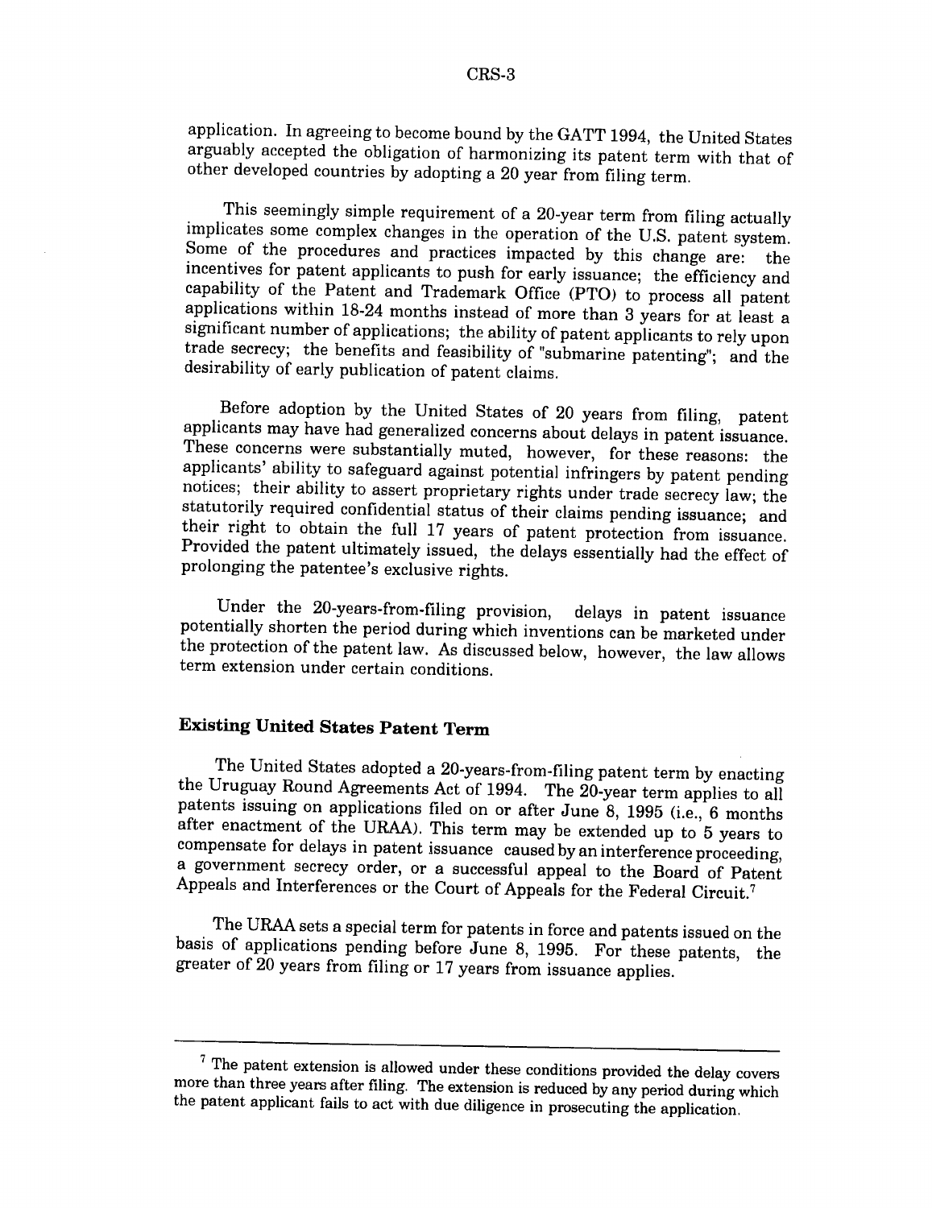application. In agreeing to become bound by the GATT 1994, the United States arguably accepted the obligation of harmonizing its patent term with that of other developed countries by adopting a 20 year from filing term.

This seemingly simple requirement of a 20-year term from filing actually implicates some complex changes in the operation of the U.S. patent system. Some of the procedures and practices impacted by this change are: the incentives for patent applicants to push for early issuance; the efficiency and capability of the Patent and Trademark Office (PTO) to process all patent applications within 18-24 months instead of more than 3 years for at least a significant number of applications; the ability of patent applicants to rely upon trade secrecy; the benefits and feasibility of "submarine patenting"; and the desirability of early publication of patent claims.

Before adoption by the United States of 20 years from filing, patent applicants may have had generalized concerns about delays in patent issuance. These concerns were substantially muted, however, for these reasons: the applicants' ability to safeguard against potential infringers by patent pending notices; their ability to assert proprietary rights under trade secrecy law; the statutorily required confidential status of their claims pending issuance; and their right to obtain the full 17 years of patent protection from issuance. Provided the patent ultimately issued, the delays essentially had the effect of prolonging the patentee's exclusive rights.

Under the 20-years-from-filing provision, delays in patent issuance potentially shorten the period during which inventions can be marketed under the protection of the patent law. As discussed below, however, the law allows term extension under certain conditions.

## Existing United States Patent Term

The United States adopted a 20-years-from-filing patent term by enacting the Uruguay Round Agreements Act of 1994. The 20-year term applies to all patents issuing on applications filed on or after June 8, 1995 (i.e., 6 months after enactment of the URAA). This term may be extended up to 5 years to compensate for delays in patent issuance caused by an interference proceeding, a government secrecy order, or a successful appeal to the Board of Patent Appeals and Interferences or the Court of Appeals for the Federal Circuit.[7]

The URAA sets a special term for patents in force and patents issued on the basis of applications pending before June 8, 1995. For these patents, the greater of 20 years from filing or 17 years from issuance applies.

---

[7] The patent extension is allowed under these conditions provided the delay covers more than three years after filing. The extension is reduced by any period during which the patent applicant fails to act with due diligence in prosecuting the application.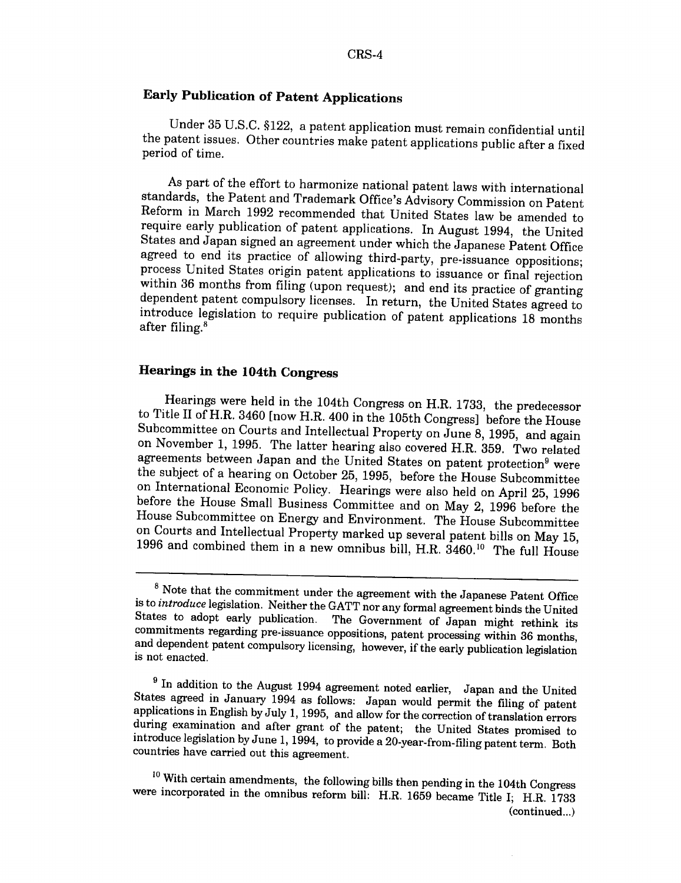## Early Publication of Patent Applications

Under 35 U.S.C. §122, a patent application must remain confidential until the patent issues. Other countries make patent applications public after a fixed period of time.

As part of the effort to harmonize national patent laws with international standards, the Patent and Trademark Office's Advisory Commission on Patent Reform in March 1992 recommended that United States law be amended to require early publication of patent applications. In August 1994, the United States and Japan signed an agreement under which the Japanese Patent Office agreed to end its practice of allowing third-party, pre-issuance oppositions; process United States origin patent applications to issuance or final rejection within 36 months from filing (upon request); and end its practice of granting dependent patent compulsory licenses. In return, the United States agreed to introduce legislation to require publication of patent applications 18 months after filing.[8]

## Hearings in the 104th Congress

Hearings were held in the 104th Congress on H.R. 1733, the predecessor to Title II of H.R. 3460 [now H.R. 400 in the 105th Congress] before the House Subcommittee on Courts and Intellectual Property on June 8, 1995, and again on November 1, 1995. The latter hearing also covered H.R. 359. Two related agreements between Japan and the United States on patent protection[9] were the subject of a hearing on October 25, 1995, before the House Subcommittee on International Economic Policy. Hearings were also held on April 25, 1996 before the House Small Business Committee and on May 2, 1996 before the House Subcommittee on Energy and Environment. The House Subcommittee on Courts and Intellectual Property marked up several patent bills on May 15, 1996 and combined them in a new omnibus bill, H.R. 3460.[10] The full House

---

[8] Note that the commitment under the agreement with the Japanese Patent Office is to *introduce* legislation. Neither the GATT nor any formal agreement binds the United States to adopt early publication. The Government of Japan might rethink its commitments regarding pre-issuance oppositions, patent processing within 36 months, and dependent patent compulsory licensing, however, if the early publication legislation is not enacted.

[9] In addition to the August 1994 agreement noted earlier, Japan and the United States agreed in January 1994 as follows: Japan would permit the filing of patent applications in English by July 1, 1995, and allow for the correction of translation errors during examination and after grant of the patent; the United States promised to introduce legislation by June 1, 1994, to provide a 20-year-from-filing patent term. Both countries have carried out this agreement.

[10] With certain amendments, the following bills then pending in the 104th Congress were incorporated in the omnibus reform bill: H.R. 1659 became Title I; H.R. 1733 (continued...)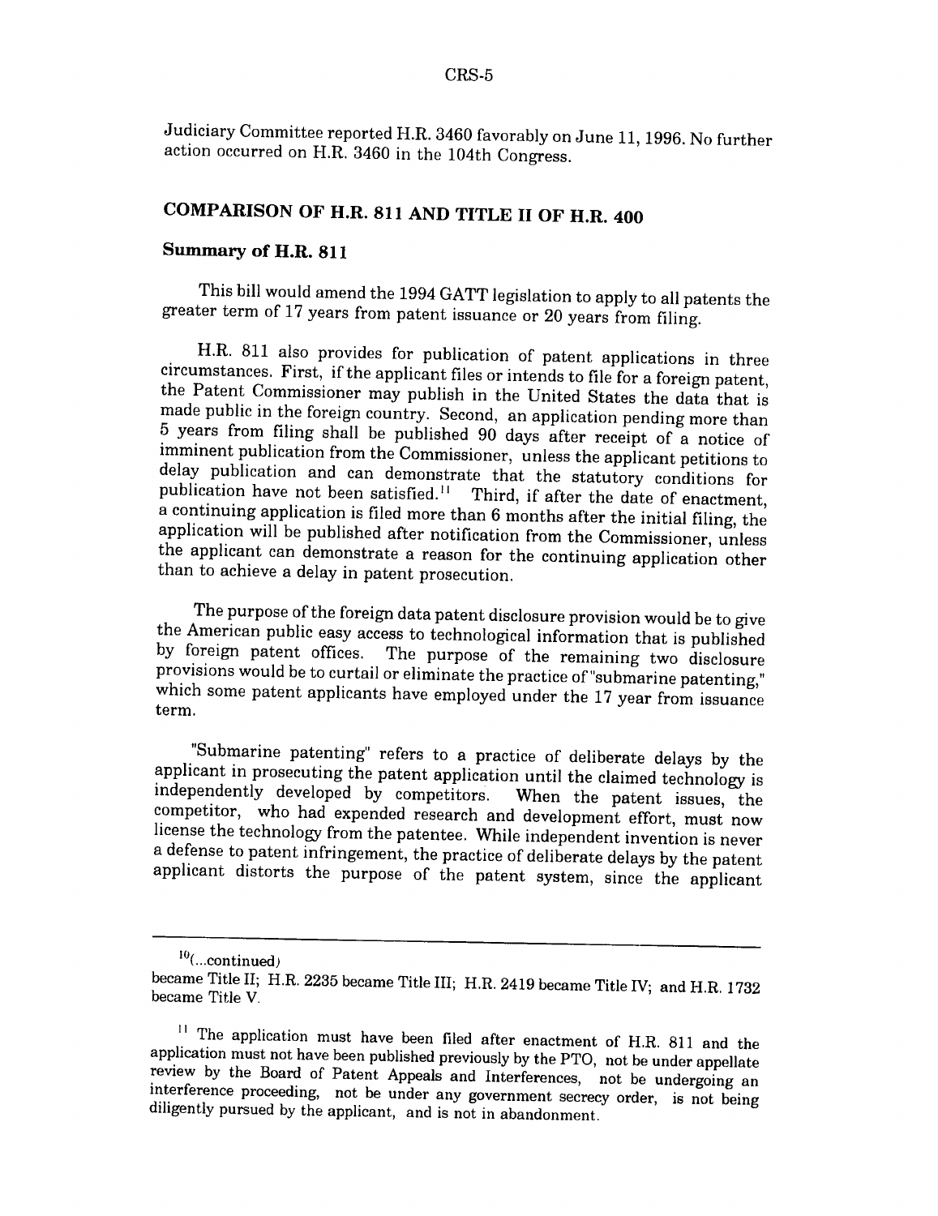Judiciary Committee reported H.R. 3460 favorably on June 11, 1996. No further action occurred on H.R. 3460 in the 104th Congress.

## COMPARISON OF H.R. 811 AND TITLE II OF H.R. 400

### Summary of H.R. 811

This bill would amend the 1994 GATT legislation to apply to all patents the greater term of 17 years from patent issuance or 20 years from filing.

H.R. 811 also provides for publication of patent applications in three circumstances. First, if the applicant files or intends to file for a foreign patent, the Patent Commissioner may publish in the United States the data that is made public in the foreign country. Second, an application pending more than 5 years from filing shall be published 90 days after receipt of a notice of imminent publication from the Commissioner, unless the applicant petitions to delay publication and can demonstrate that the statutory conditions for publication have not been satisfied.[11] Third, if after the date of enactment, a continuing application is filed more than 6 months after the initial filing, the application will be published after notification from the Commissioner, unless the applicant can demonstrate a reason for the continuing application other than to achieve a delay in patent prosecution.

The purpose of the foreign data patent disclosure provision would be to give the American public easy access to technological information that is published by foreign patent offices. The purpose of the remaining two disclosure provisions would be to curtail or eliminate the practice of "submarine patenting," which some patent applicants have employed under the 17 year from issuance term.

"Submarine patenting" refers to a practice of deliberate delays by the applicant in prosecuting the patent application until the claimed technology is independently developed by competitors. When the patent issues, the competitor, who had expended research and development effort, must now license the technology from the patentee. While independent invention is never a defense to patent infringement, the practice of deliberate delays by the patent applicant distorts the purpose of the patent system, since the applicant

---

[10](...continued) became Title II; H.R. 2235 became Title III; H.R. 2419 became Title IV; and H.R. 1732 became Title V.

[11] The application must have been filed after enactment of H.R. 811 and the application must not have been published previously by the PTO, not be under appellate review by the Board of Patent Appeals and Interferences, not be undergoing an interference proceeding, not be under any government secrecy order, is not being diligently pursued by the applicant, and is not in abandonment.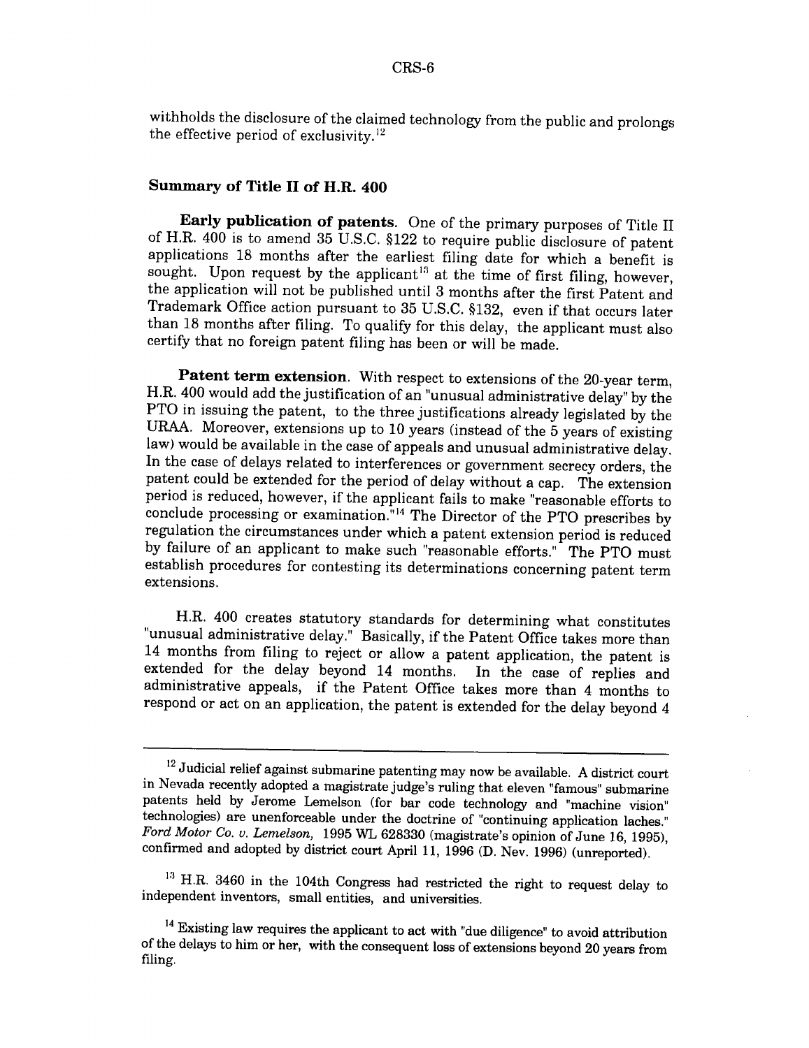withholds the disclosure of the claimed technology from the public and prolongs the effective period of exclusivity.[12]

### Summary of Title II of H.R. 400

**Early publication of patents**. One of the primary purposes of Title II of H.R. 400 is to amend 35 U.S.C. §122 to require public disclosure of patent applications 18 months after the earliest filing date for which a benefit is sought. Upon request by the applicant[13] at the time of first filing, however, the application will not be published until 3 months after the first Patent and Trademark Office action pursuant to 35 U.S.C. §132, even if that occurs later than 18 months after filing. To qualify for this delay, the applicant must also certify that no foreign patent filing has been or will be made.

**Patent term extension**. With respect to extensions of the 20-year term, H.R. 400 would add the justification of an "unusual administrative delay" by the PTO in issuing the patent, to the three justifications already legislated by the URAA. Moreover, extensions up to 10 years (instead of the 5 years of existing law) would be available in the case of appeals and unusual administrative delay. In the case of delays related to interferences or government secrecy orders, the patent could be extended for the period of delay without a cap. The extension period is reduced, however, if the applicant fails to make "reasonable efforts to conclude processing or examination."[14] The Director of the PTO prescribes by regulation the circumstances under which a patent extension period is reduced by failure of an applicant to make such "reasonable efforts." The PTO must establish procedures for contesting its determinations concerning patent term extensions.

H.R. 400 creates statutory standards for determining what constitutes "unusual administrative delay." Basically, if the Patent Office takes more than 14 months from filing to reject or allow a patent application, the patent is extended for the delay beyond 14 months. In the case of replies and administrative appeals, if the Patent Office takes more than 4 months to respond or act on an application, the patent is extended for the delay beyond 4

---

[12] Judicial relief against submarine patenting may now be available. A district court in Nevada recently adopted a magistrate judge's ruling that eleven "famous" submarine patents held by Jerome Lemelson (for bar code technology and "machine vision" technologies) are unenforceable under the doctrine of "continuing application laches." *Ford Motor Co. v. Lemelson,* 1995 WL 628330 (magistrate's opinion of June 16, 1995), confirmed and adopted by district court April 11, 1996 (D. Nev. 1996) (unreported).

[13] H.R. 3460 in the 104th Congress had restricted the right to request delay to independent inventors, small entities, and universities.

[14] Existing law requires the applicant to act with "due diligence" to avoid attribution of the delays to him or her, with the consequent loss of extensions beyond 20 years from filing.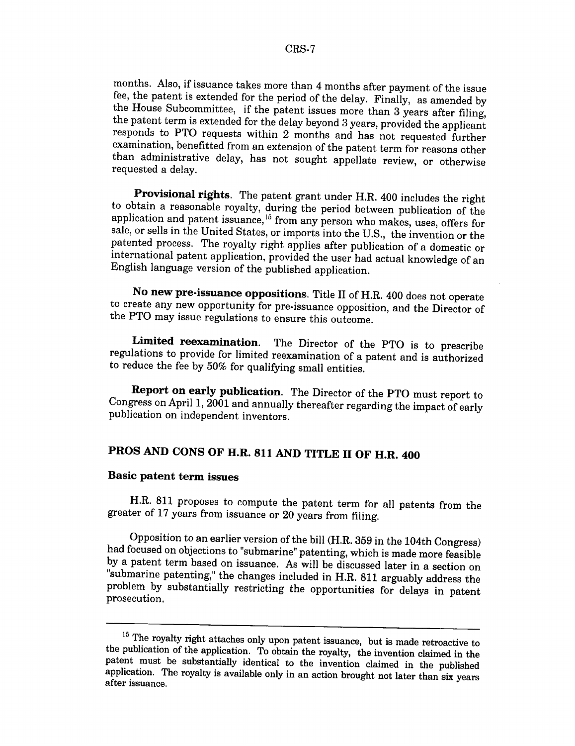months. Also, if issuance takes more than 4 months after payment of the issue fee, the patent is extended for the period of the delay. Finally, as amended by the House Subcommittee, if the patent issues more than 3 years after filing, the patent term is extended for the delay beyond 3 years, provided the applicant responds to PTO requests within 2 months and has not requested further examination, benefitted from an extension of the patent term for reasons other than administrative delay, has not sought appellate review, or otherwise requested a delay.

**Provisional rights.** The patent grant under H.R. 400 includes the right to obtain a reasonable royalty, during the period between publication of the application and patent issuance,[15] from any person who makes, uses, offers for sale, or sells in the United States, or imports into the U.S., the invention or the patented process. The royalty right applies after publication of a domestic or international patent application, provided the user had actual knowledge of an English language version of the published application.

**No new pre-issuance oppositions.** Title II of H.R. 400 does not operate to create any new opportunity for pre-issuance opposition, and the Director of the PTO may issue regulations to ensure this outcome.

**Limited reexamination.** The Director of the PTO is to prescribe regulations to provide for limited reexamination of a patent and is authorized to reduce the fee by 50% for qualifying small entities.

**Report on early publication.** The Director of the PTO must report to Congress on April 1, 2001 and annually thereafter regarding the impact of early publication on independent inventors.

## PROS AND CONS OF H.R. 811 AND TITLE II OF H.R. 400

### Basic patent term issues

H.R. 811 proposes to compute the patent term for all patents from the greater of 17 years from issuance or 20 years from filing.

Opposition to an earlier version of the bill (H.R. 359 in the 104th Congress) had focused on objections to "submarine" patenting, which is made more feasible by a patent term based on issuance. As will be discussed later in a section on "submarine patenting," the changes included in H.R. 811 arguably address the problem by substantially restricting the opportunities for delays in patent prosecution.

---

[15] The royalty right attaches only upon patent issuance, but is made retroactive to the publication of the application. To obtain the royalty, the invention claimed in the patent must be substantially identical to the invention claimed in the published application. The royalty is available only in an action brought not later than six years after issuance.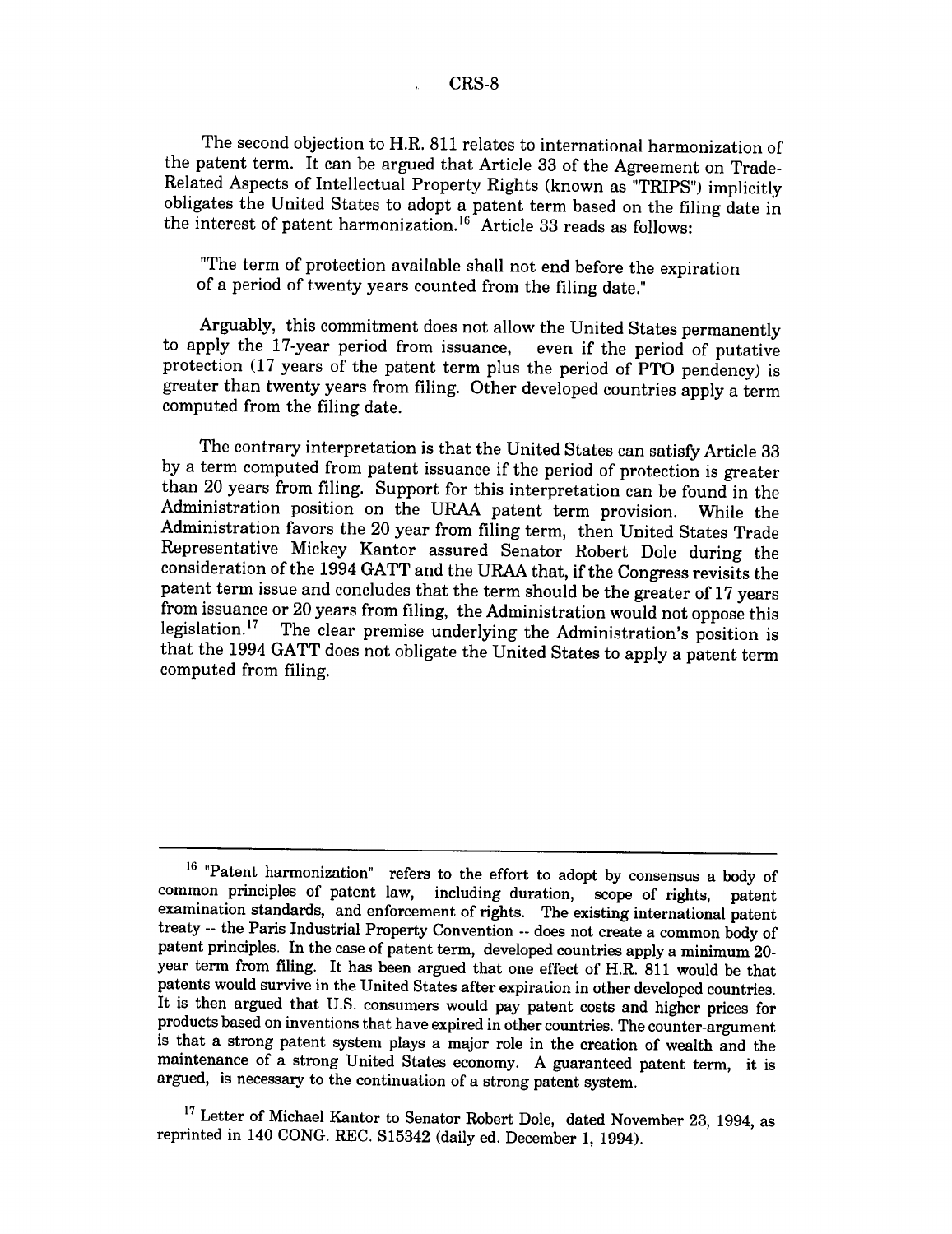The second objection to H.R. 811 relates to international harmonization of the patent term. It can be argued that Article 33 of the Agreement on Trade-Related Aspects of Intellectual Property Rights (known as "TRIPS") implicitly obligates the United States to adopt a patent term based on the filing date in the interest of patent harmonization.[16] Article 33 reads as follows:

> "The term of protection available shall not end before the expiration of a period of twenty years counted from the filing date."

Arguably, this commitment does not allow the United States permanently to apply the 17-year period from issuance, even if the period of putative protection (17 years of the patent term plus the period of PTO pendency) is greater than twenty years from filing. Other developed countries apply a term computed from the filing date.

The contrary interpretation is that the United States can satisfy Article 33 by a term computed from patent issuance if the period of protection is greater than 20 years from filing. Support for this interpretation can be found in the Administration position on the URAA patent term provision. While the Administration favors the 20 year from filing term, then United States Trade Representative Mickey Kantor assured Senator Robert Dole during the consideration of the 1994 GATT and the URAA that, if the Congress revisits the patent term issue and concludes that the term should be the greater of 17 years from issuance or 20 years from filing, the Administration would not oppose this legislation.[17] The clear premise underlying the Administration's position is that the 1994 GATT does not obligate the United States to apply a patent term computed from filing.

---

[16] "Patent harmonization" refers to the effort to adopt by consensus a body of common principles of patent law, including duration, scope of rights, patent examination standards, and enforcement of rights. The existing international patent treaty -- the Paris Industrial Property Convention -- does not create a common body of patent principles. In the case of patent term, developed countries apply a minimum 20-year term from filing. It has been argued that one effect of H.R. 811 would be that patents would survive in the United States after expiration in other developed countries. It is then argued that U.S. consumers would pay patent costs and higher prices for products based on inventions that have expired in other countries. The counter-argument is that a strong patent system plays a major role in the creation of wealth and the maintenance of a strong United States economy. A guaranteed patent term, it is argued, is necessary to the continuation of a strong patent system.

[17] Letter of Michael Kantor to Senator Robert Dole, dated November 23, 1994, as reprinted in 140 CONG. REC. S15342 (daily ed. December 1, 1994).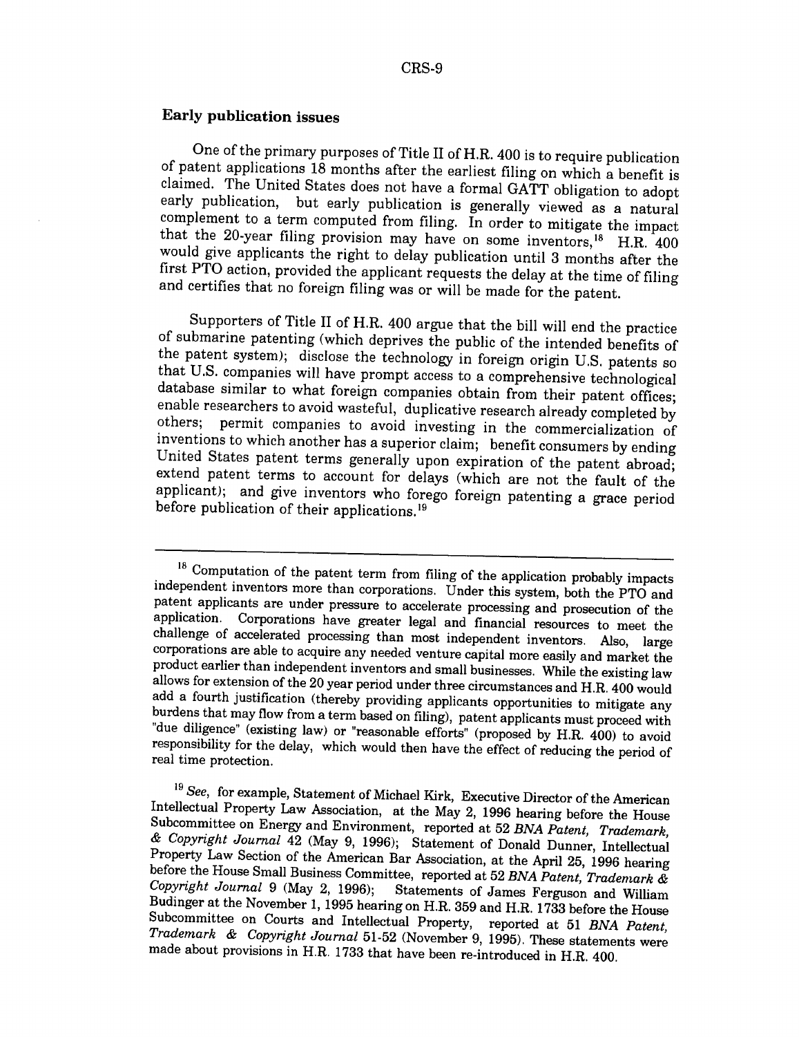### Early publication issues

One of the primary purposes of Title II of H.R. 400 is to require publication of patent applications 18 months after the earliest filing on which a benefit is claimed. The United States does not have a formal GATT obligation to adopt early publication, but early publication is generally viewed as a natural complement to a term computed from filing. In order to mitigate the impact that the 20-year filing provision may have on some inventors,[18] H.R. 400 would give applicants the right to delay publication until 3 months after the first PTO action, provided the applicant requests the delay at the time of filing and certifies that no foreign filing was or will be made for the patent.

Supporters of Title II of H.R. 400 argue that the bill will end the practice of submarine patenting (which deprives the public of the intended benefits of the patent system); disclose the technology in foreign origin U.S. patents so that U.S. companies will have prompt access to a comprehensive technological database similar to what foreign companies obtain from their patent offices; enable researchers to avoid wasteful, duplicative research already completed by others; permit companies to avoid investing in the commercialization of inventions to which another has a superior claim; benefit consumers by ending United States patent terms generally upon expiration of the patent abroad; extend patent terms to account for delays (which are not the fault of the applicant); and give inventors who forego foreign patenting a grace period before publication of their applications.[19]

---

[18] Computation of the patent term from filing of the application probably impacts independent inventors more than corporations. Under this system, both the PTO and patent applicants are under pressure to accelerate processing and prosecution of the application. Corporations have greater legal and financial resources to meet the challenge of accelerated processing than most independent inventors. Also, large corporations are able to acquire any needed venture capital more easily and market the product earlier than independent inventors and small businesses. While the existing law allows for extension of the 20 year period under three circumstances and H.R. 400 would add a fourth justification (thereby providing applicants opportunities to mitigate any burdens that may flow from a term based on filing), patent applicants must proceed with "due diligence" (existing law) or "reasonable efforts" (proposed by H.R. 400) to avoid responsibility for the delay, which would then have the effect of reducing the period of real time protection.

[19] *See*, for example, Statement of Michael Kirk, Executive Director of the American Intellectual Property Law Association, at the May 2, 1996 hearing before the House Subcommittee on Energy and Environment, reported at 52 *BNA Patent, Trademark, & Copyright Journal* 42 (May 9, 1996); Statement of Donald Dunner, Intellectual Property Law Section of the American Bar Association, at the April 25, 1996 hearing before the House Small Business Committee, reported at 52 *BNA Patent, Trademark & Copyright Journal* 9 (May 2, 1996); Statements of James Ferguson and William Budinger at the November 1, 1995 hearing on H.R. 359 and H.R. 1733 before the House Subcommittee on Courts and Intellectual Property, reported at 51 *BNA Patent, Trademark & Copyright Journal* 51-52 (November 9, 1995). These statements were made about provisions in H.R. 1733 that have been re-introduced in H.R. 400.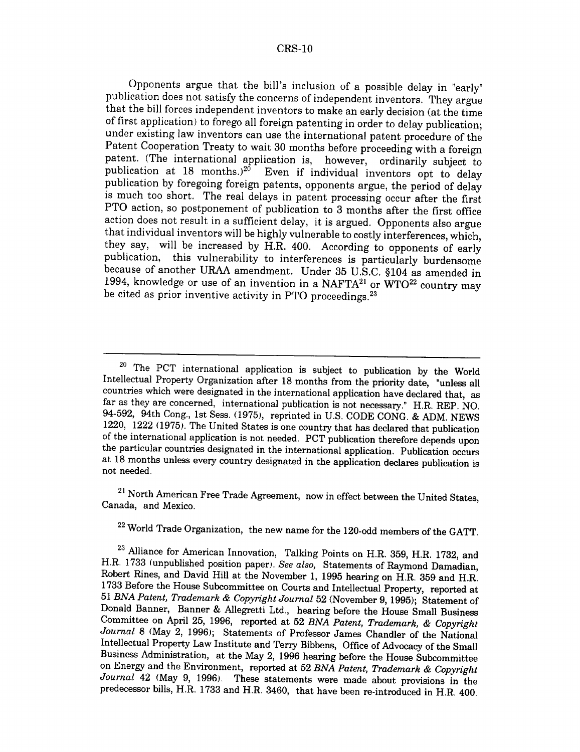Opponents argue that the bill's inclusion of a possible delay in "early" publication does not satisfy the concerns of independent inventors. They argue that the bill forces independent inventors to make an early decision (at the time of first application) to forego all foreign patenting in order to delay publication; under existing law inventors can use the international patent procedure of the Patent Cooperation Treaty to wait 30 months before proceeding with a foreign patent. (The international application is, however, ordinarily subject to publication at 18 months.)[20] Even if individual inventors opt to delay publication by foregoing foreign patents, opponents argue, the period of delay is much too short. The real delays in patent processing occur after the first PTO action, so postponement of publication to 3 months after the first office action does not result in a sufficient delay, it is argued. Opponents also argue that individual inventors will be highly vulnerable to costly interferences, which, they say, will be increased by H.R. 400. According to opponents of early publication, this vulnerability to interferences is particularly burdensome because of another URAA amendment. Under 35 U.S.C. §104 as amended in 1994, knowledge or use of an invention in a NAFTA[21] or WTO[22] country may be cited as prior inventive activity in PTO proceedings.[23]

---

[20] The PCT international application is subject to publication by the World Intellectual Property Organization after 18 months from the priority date, "unless all countries which were designated in the international application have declared that, as far as they are concerned, international publication is not necessary." H.R. REP. NO. 94-592, 94th Cong., 1st Sess. (1975), reprinted in U.S. CODE CONG. & ADM. NEWS 1220, 1222 (1975). The United States is one country that has declared that publication of the international application is not needed. PCT publication therefore depends upon the particular countries designated in the international application. Publication occurs at 18 months unless every country designated in the application declares publication is not needed.

[21] North American Free Trade Agreement, now in effect between the United States, Canada, and Mexico.

[22] World Trade Organization, the new name for the 120-odd members of the GATT.

[23] Alliance for American Innovation, Talking Points on H.R. 359, H.R. 1732, and H.R. 1733 (unpublished position paper). *See also,* Statements of Raymond Damadian, Robert Rines, and David Hill at the November 1, 1995 hearing on H.R. 359 and H.R. 1733 Before the House Subcommittee on Courts and Intellectual Property, reported at 51 *BNA Patent, Trademark & Copyright Journal* 52 (November 9, 1995); Statement of Donald Banner, Banner & Allegretti Ltd., hearing before the House Small Business Committee on April 25, 1996, reported at 52 *BNA Patent, Trademark, & Copyright Journal* 8 (May 2, 1996); Statements of Professor James Chandler of the National Intellectual Property Law Institute and Terry Bibbens, Office of Advocacy of the Small Business Administration, at the May 2, 1996 hearing before the House Subcommittee on Energy and the Environment, reported at 52 *BNA Patent, Trademark & Copyright Journal* 42 (May 9, 1996). These statements were made about provisions in the predecessor bills, H.R. 1733 and H.R. 3460, that have been re-introduced in H.R. 400.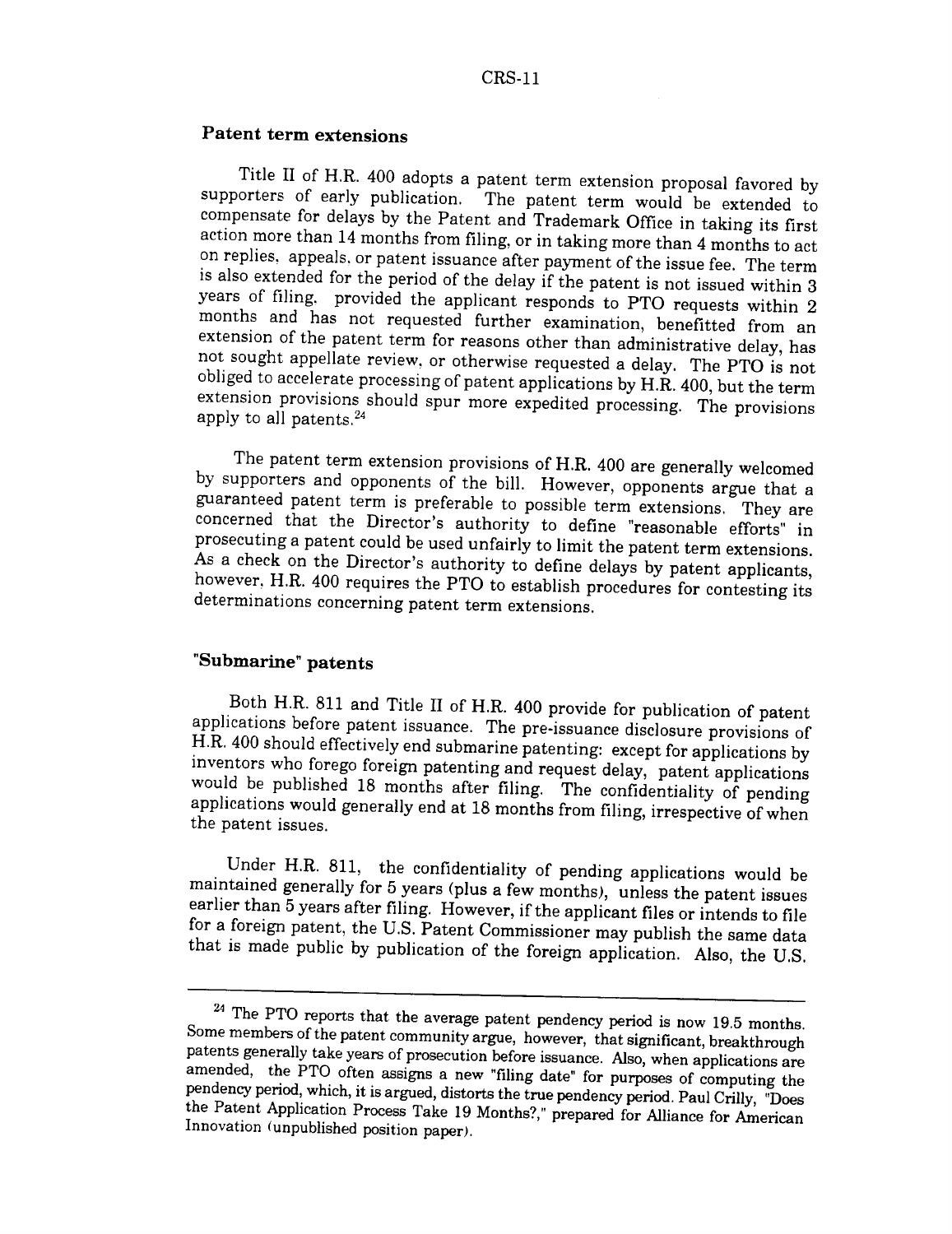## Patent term extensions

Title II of H.R. 400 adopts a patent term extension proposal favored by supporters of early publication. The patent term would be extended to compensate for delays by the Patent and Trademark Office in taking its first action more than 14 months from filing, or in taking more than 4 months to act on replies, appeals, or patent issuance after payment of the issue fee. The term is also extended for the period of the delay if the patent is not issued within 3 years of filing, provided the applicant responds to PTO requests within 2 months and has not requested further examination, benefitted from an extension of the patent term for reasons other than administrative delay, has not sought appellate review, or otherwise requested a delay. The PTO is not obliged to accelerate processing of patent applications by H.R. 400, but the term extension provisions should spur more expedited processing. The provisions apply to all patents.[24]

The patent term extension provisions of H.R. 400 are generally welcomed by supporters and opponents of the bill. However, opponents argue that a guaranteed patent term is preferable to possible term extensions. They are concerned that the Director's authority to define "reasonable efforts" in prosecuting a patent could be used unfairly to limit the patent term extensions. As a check on the Director's authority to define delays by patent applicants, however, H.R. 400 requires the PTO to establish procedures for contesting its determinations concerning patent term extensions.

## "Submarine" patents

Both H.R. 811 and Title II of H.R. 400 provide for publication of patent applications before patent issuance. The pre-issuance disclosure provisions of H.R. 400 should effectively end submarine patenting: except for applications by inventors who forego foreign patenting and request delay, patent applications would be published 18 months after filing. The confidentiality of pending applications would generally end at 18 months from filing, irrespective of when the patent issues.

Under H.R. 811, the confidentiality of pending applications would be maintained generally for 5 years (plus a few months), unless the patent issues earlier than 5 years after filing. However, if the applicant files or intends to file for a foreign patent, the U.S. Patent Commissioner may publish the same data that is made public by publication of the foreign application. Also, the U.S.

---

[24] The PTO reports that the average patent pendency period is now 19.5 months. Some members of the patent community argue, however, that significant, breakthrough patents generally take years of prosecution before issuance. Also, when applications are amended, the PTO often assigns a new "filing date" for purposes of computing the pendency period, which, it is argued, distorts the true pendency period. Paul Crilly, "Does the Patent Application Process Take 19 Months?," prepared for Alliance for American Innovation (unpublished position paper).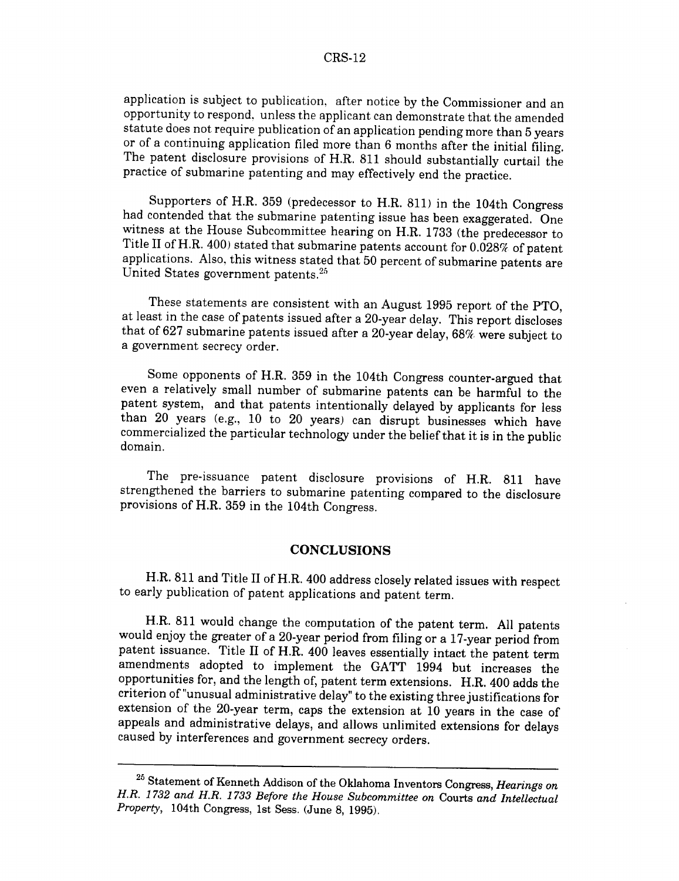application is subject to publication, after notice by the Commissioner and an opportunity to respond, unless the applicant can demonstrate that the amended statute does not require publication of an application pending more than 5 years or of a continuing application filed more than 6 months after the initial filing. The patent disclosure provisions of H.R. 811 should substantially curtail the practice of submarine patenting and may effectively end the practice.

Supporters of H.R. 359 (predecessor to H.R. 811) in the 104th Congress had contended that the submarine patenting issue has been exaggerated. One witness at the House Subcommittee hearing on H.R. 1733 (the predecessor to Title II of H.R. 400) stated that submarine patents account for 0.028% of patent applications. Also, this witness stated that 50 percent of submarine patents are United States government patents.[25]

These statements are consistent with an August 1995 report of the PTO, at least in the case of patents issued after a 20-year delay. This report discloses that of 627 submarine patents issued after a 20-year delay, 68% were subject to a government secrecy order.

Some opponents of H.R. 359 in the 104th Congress counter-argued that even a relatively small number of submarine patents can be harmful to the patent system, and that patents intentionally delayed by applicants for less than 20 years (e.g., 10 to 20 years) can disrupt businesses which have commercialized the particular technology under the belief that it is in the public domain.

The pre-issuance patent disclosure provisions of H.R. 811 have strengthened the barriers to submarine patenting compared to the disclosure provisions of H.R. 359 in the 104th Congress.

## CONCLUSIONS

H.R. 811 and Title II of H.R. 400 address closely related issues with respect to early publication of patent applications and patent term.

H.R. 811 would change the computation of the patent term. All patents would enjoy the greater of a 20-year period from filing or a 17-year period from patent issuance. Title II of H.R. 400 leaves essentially intact the patent term amendments adopted to implement the GATT 1994 but increases the opportunities for, and the length of, patent term extensions. H.R. 400 adds the criterion of "unusual administrative delay" to the existing three justifications for extension of the 20-year term, caps the extension at 10 years in the case of appeals and administrative delays, and allows unlimited extensions for delays caused by interferences and government secrecy orders.

---

[25] Statement of Kenneth Addison of the Oklahoma Inventors Congress, *Hearings on H.R. 1732 and H.R. 1733 Before the House Subcommittee on* Courts *and Intellectual Property*, 104th Congress, 1st Sess. (June 8, 1995).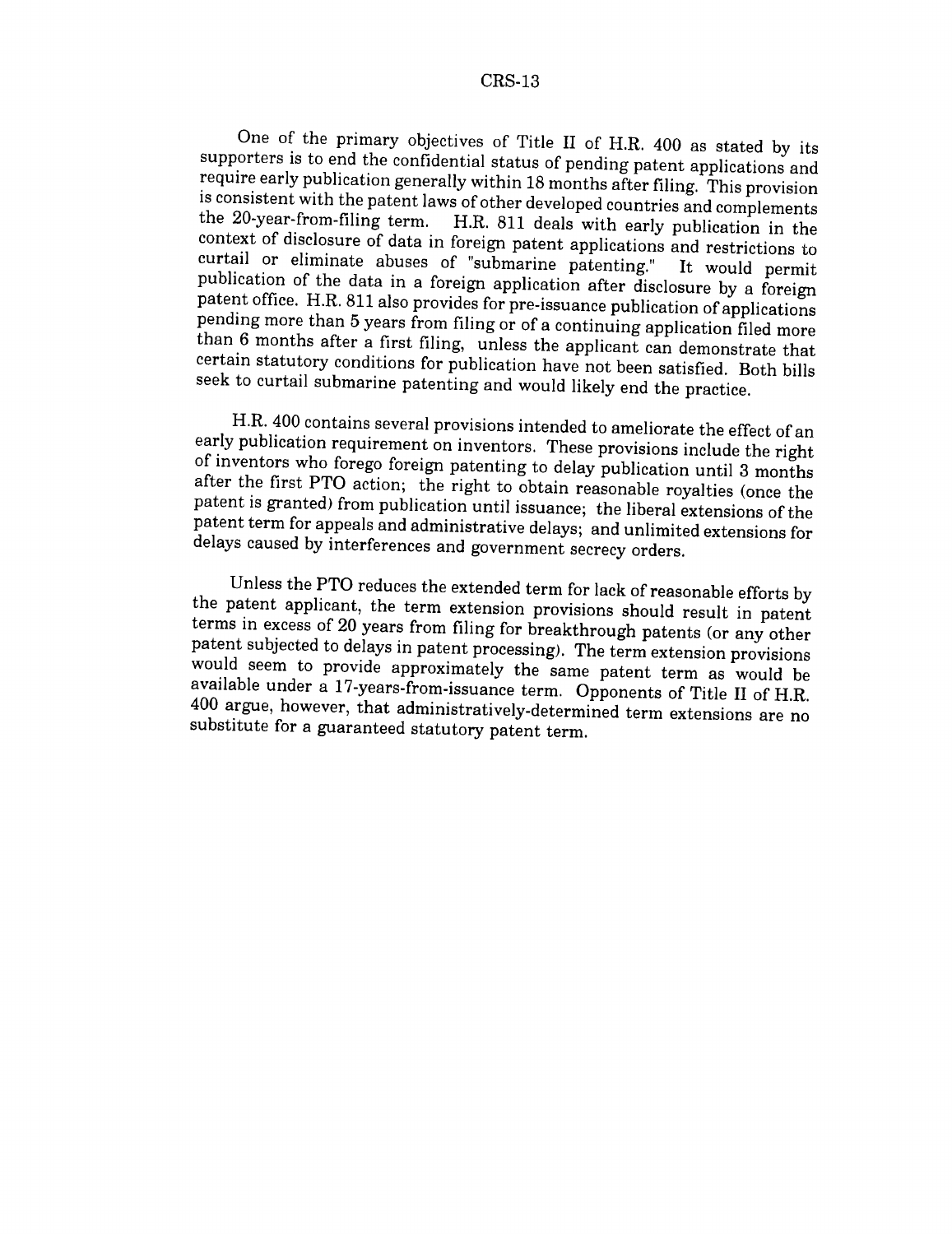One of the primary objectives of Title II of H.R. 400 as stated by its supporters is to end the confidential status of pending patent applications and require early publication generally within 18 months after filing. This provision is consistent with the patent laws of other developed countries and complements the 20-year-from-filing term. H.R. 811 deals with early publication in the context of disclosure of data in foreign patent applications and restrictions to curtail or eliminate abuses of "submarine patenting." It would permit publication of the data in a foreign application after disclosure by a foreign patent office. H.R. 811 also provides for pre-issuance publication of applications pending more than 5 years from filing or of a continuing application filed more than 6 months after a first filing, unless the applicant can demonstrate that certain statutory conditions for publication have not been satisfied. Both bills seek to curtail submarine patenting and would likely end the practice.

H.R. 400 contains several provisions intended to ameliorate the effect of an early publication requirement on inventors. These provisions include the right of inventors who forego foreign patenting to delay publication until 3 months after the first PTO action; the right to obtain reasonable royalties (once the patent is granted) from publication until issuance; the liberal extensions of the patent term for appeals and administrative delays; and unlimited extensions for delays caused by interferences and government secrecy orders.

Unless the PTO reduces the extended term for lack of reasonable efforts by the patent applicant, the term extension provisions should result in patent terms in excess of 20 years from filing for breakthrough patents (or any other patent subjected to delays in patent processing). The term extension provisions would seem to provide approximately the same patent term as would be available under a 17-years-from-issuance term. Opponents of Title II of H.R. 400 argue, however, that administratively-determined term extensions are no substitute for a guaranteed statutory patent term.